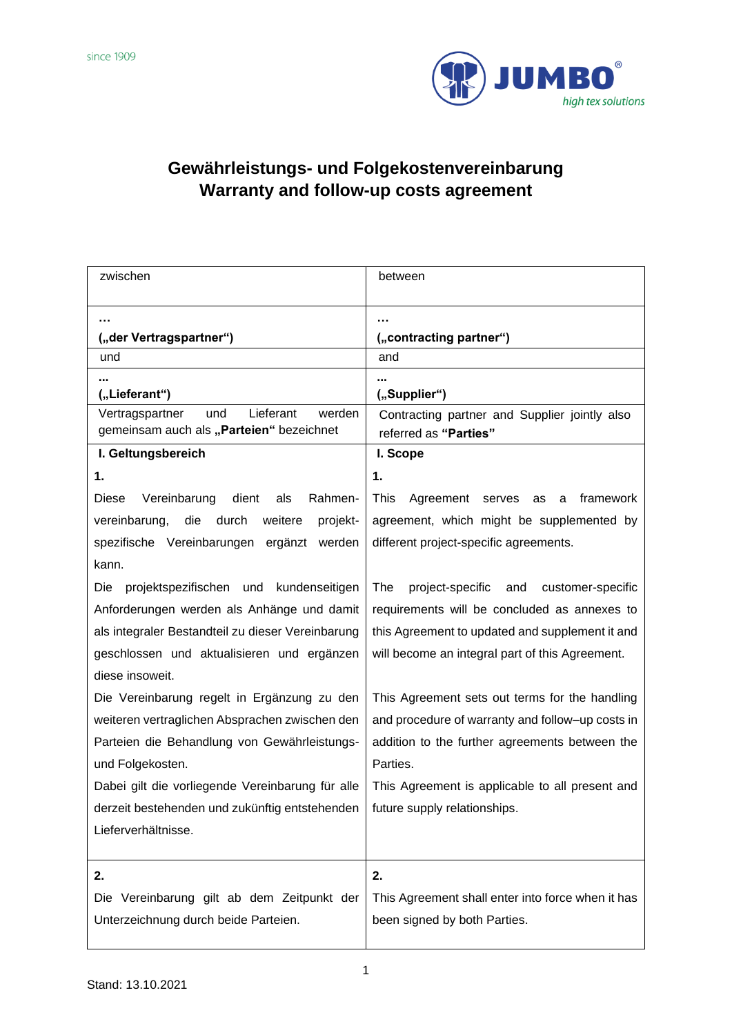since 1909

JUMBO®
high tex solutions

# Gewährleistungs- und Folgekostenvereinbarung
# Warranty and follow-up costs agreement

| zwischen | between |
|---|---|
| …<br>**(„der Vertragspartner“)** | …<br>**(„contracting partner“)** |
| und | and |
| …<br>**(„Lieferant“)** | …<br>**(„Supplier“)** |
| Vertragspartner und Lieferant werden gemeinsam auch als **„Parteien“** bezeichnet | Contracting partner and Supplier jointly also referred as **“Parties”** |
| **I. Geltungsbereich** | **I. Scope** |
| **1.**<br>Diese Vereinbarung dient als Rahmen-vereinbarung, die durch weitere projekt-spezifische Vereinbarungen ergänzt werden kann.<br>Die projektspezifischen und kundenseitigen Anforderungen werden als Anhänge und damit als integraler Bestandteil zu dieser Vereinbarung geschlossen und aktualisieren und ergänzen diese insoweit.<br>Die Vereinbarung regelt in Ergänzung zu den weiteren vertraglichen Absprachen zwischen den Parteien die Behandlung von Gewährleistungs- und Folgekosten.<br>Dabei gilt die vorliegende Vereinbarung für alle derzeit bestehenden und zukünftig entstehenden Lieferverhältnisse. | **1.**<br>This Agreement serves as a framework agreement, which might be supplemented by different project-specific agreements.<br>The project-specific and customer-specific requirements will be concluded as annexes to this Agreement to updated and supplement it and will become an integral part of this Agreement.<br>This Agreement sets out terms for the handling and procedure of warranty and follow–up costs in addition to the further agreements between the Parties.<br>This Agreement is applicable to all present and future supply relationships. |
| **2.**<br>Die Vereinbarung gilt ab dem Zeitpunkt der Unterzeichnung durch beide Parteien. | **2.**<br>This Agreement shall enter into force when it has been signed by both Parties. |

Stand: 13.10.2021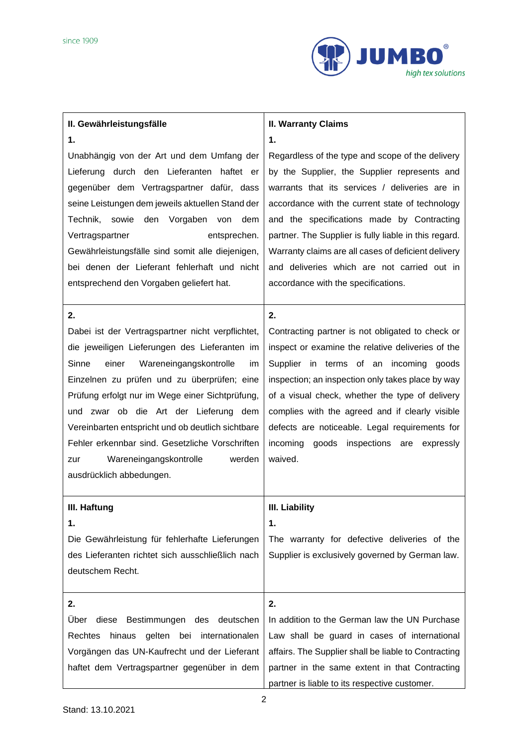| II. Gewährleistungsfälle | II. Warranty Claims |
|---|---|
| **1.** Unabhängig von der Art und dem Umfang der Lieferung durch den Lieferanten haftet er gegenüber dem Vertragspartner dafür, dass seine Leistungen dem jeweils aktuellen Stand der Technik, sowie den Vorgaben von dem Vertragspartner entsprechen. Gewährleistungsfälle sind somit alle diejenigen, bei denen der Lieferant fehlerhaft und nicht entsprechend den Vorgaben geliefert hat. | **1.** Regardless of the type and scope of the delivery by the Supplier, the Supplier represents and warrants that its services / deliveries are in accordance with the current state of technology and the specifications made by Contracting partner. The Supplier is fully liable in this regard. Warranty claims are all cases of deficient delivery and deliveries which are not carried out in accordance with the specifications. |
| **2.** Dabei ist der Vertragspartner nicht verpflichtet, die jeweiligen Lieferungen des Lieferanten im Sinne einer Wareneingangskontrolle im Einzelnen zu prüfen und zu überprüfen; eine Prüfung erfolgt nur im Wege einer Sichtprüfung, und zwar ob die Art der Lieferung dem Vereinbarten entspricht und ob deutlich sichtbare Fehler erkennbar sind. Gesetzliche Vorschriften zur Wareneingangskontrolle werden ausdrücklich abbedungen. | **2.** Contracting partner is not obligated to check or inspect or examine the relative deliveries of the Supplier in terms of an incoming goods inspection; an inspection only takes place by way of a visual check, whether the type of delivery complies with the agreed and if clearly visible defects are noticeable. Legal requirements for incoming goods inspections are expressly waived. |
| **III. Haftung** | **III. Liability** |
| **1.** Die Gewährleistung für fehlerhafte Lieferungen des Lieferanten richtet sich ausschließlich nach deutschem Recht. | **1.** The warranty for defective deliveries of the Supplier is exclusively governed by German law. |
| **2.** Über diese Bestimmungen des deutschen Rechtes hinaus gelten bei internationalen Vorgängen das UN-Kaufrecht und der Lieferant haftet dem Vertragspartner gegenüber in dem | **2.** In addition to the German law the UN Purchase Law shall be guard in cases of international affairs. The Supplier shall be liable to Contracting partner in the same extent in that Contracting partner is liable to its respective customer. |

Stand: 13.10.2021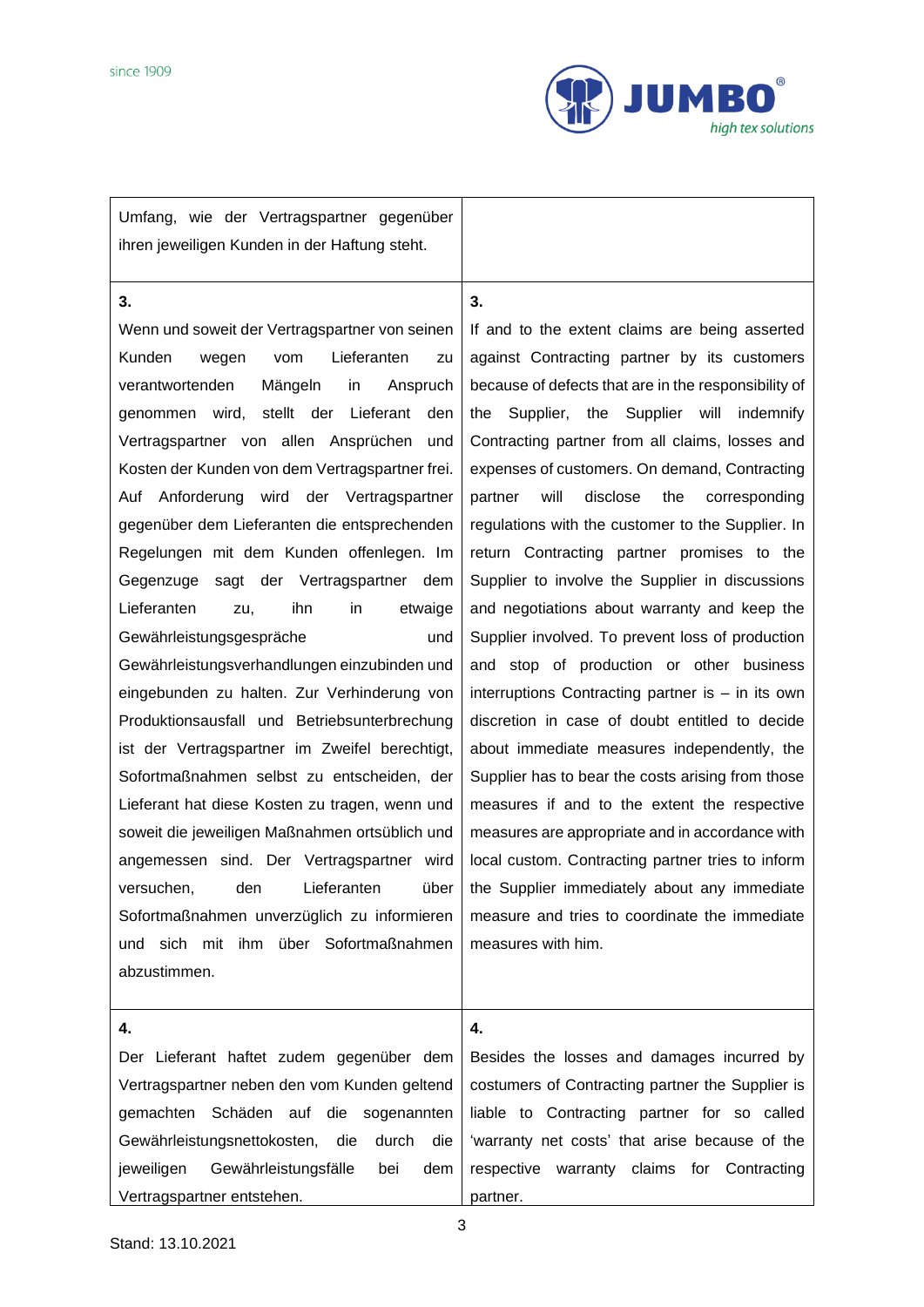| | |
|---|---|
| Umfang, wie der Vertragspartner gegenüber ihren jeweiligen Kunden in der Haftung steht. | |
| **3.**<br>Wenn und soweit der Vertragspartner von seinen Kunden wegen vom Lieferanten zu verantwortenden Mängeln in Anspruch genommen wird, stellt der Lieferant den Vertragspartner von allen Ansprüchen und Kosten der Kunden von dem Vertragspartner frei. Auf Anforderung wird der Vertragspartner gegenüber dem Lieferanten die entsprechenden Regelungen mit dem Kunden offenlegen. Im Gegenzuge sagt der Vertragspartner dem Lieferanten zu, ihn in etwaige Gewährleistungsgespräche und Gewährleistungsverhandlungen einzubinden und eingebunden zu halten. Zur Verhinderung von Produktionsausfall und Betriebsunterbrechung ist der Vertragspartner im Zweifel berechtigt, Sofortmaßnahmen selbst zu entscheiden, der Lieferant hat diese Kosten zu tragen, wenn und soweit die jeweiligen Maßnahmen ortsüblich und angemessen sind. Der Vertragspartner wird versuchen, den Lieferanten über Sofortmaßnahmen unverzüglich zu informieren und sich mit ihm über Sofortmaßnahmen abzustimmen. | **3.**<br>If and to the extent claims are being asserted against Contracting partner by its customers because of defects that are in the responsibility of the Supplier, the Supplier will indemnify Contracting partner from all claims, losses and expenses of customers. On demand, Contracting partner will disclose the corresponding regulations with the customer to the Supplier. In return Contracting partner promises to the Supplier to involve the Supplier in discussions and negotiations about warranty and keep the Supplier involved. To prevent loss of production and stop of production or other business interruptions Contracting partner is – in its own discretion in case of doubt entitled to decide about immediate measures independently, the Supplier has to bear the costs arising from those measures if and to the extent the respective measures are appropriate and in accordance with local custom. Contracting partner tries to inform the Supplier immediately about any immediate measure and tries to coordinate the immediate measures with him. |
| **4.**<br>Der Lieferant haftet zudem gegenüber dem Vertragspartner neben den vom Kunden geltend gemachten Schäden auf die sogenannten Gewährleistungsnettokosten, die durch die jeweiligen Gewährleistungsfälle bei dem Vertragspartner entstehen. | **4.**<br>Besides the losses and damages incurred by costumers of Contracting partner the Supplier is liable to Contracting partner for so called 'warranty net costs' that arise because of the respective warranty claims for Contracting partner. |

Stand: 13.10.2021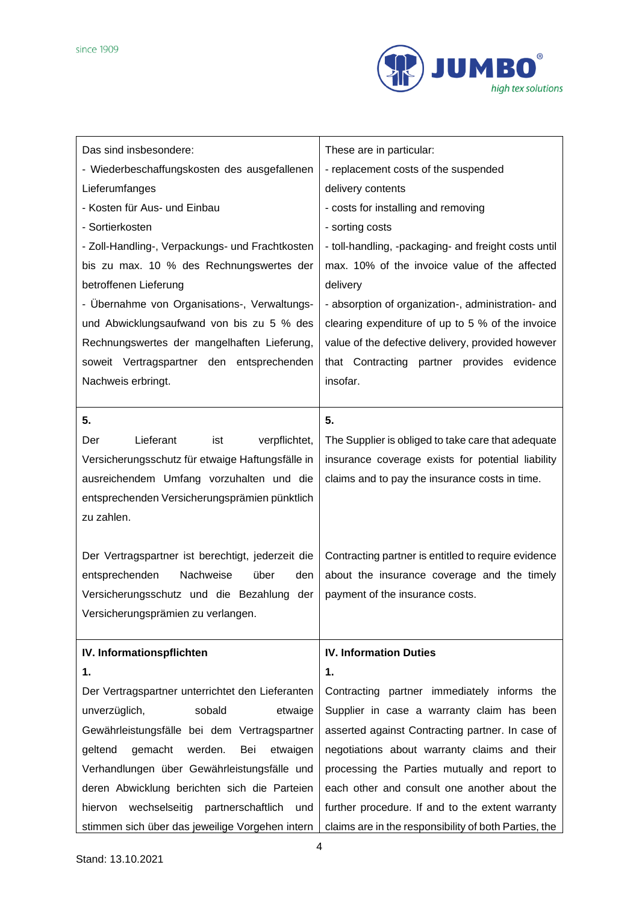| Das sind insbesondere:<br>- Wiederbeschaffungskosten des ausgefallenen Lieferumfanges<br>- Kosten für Aus- und Einbau<br>- Sortierkosten<br>- Zoll-Handling-, Verpackungs- und Frachtkosten bis zu max. 10 % des Rechnungswertes der betroffenen Lieferung<br>- Übernahme von Organisations-, Verwaltungs- und Abwicklungsaufwand von bis zu 5 % des Rechnungswertes der mangelhaften Lieferung, soweit Vertragspartner den entsprechenden Nachweis erbringt. | These are in particular:<br>- replacement costs of the suspended delivery contents<br>- costs for installing and removing<br>- sorting costs<br>- toll-handling, -packaging- and freight costs until max. 10% of the invoice value of the affected delivery<br>- absorption of organization-, administration- and clearing expenditure of up to 5 % of the invoice value of the defective delivery, provided however that Contracting partner provides evidence insofar. |
|---|---|
| **5.**<br>Der Lieferant ist verpflichtet, Versicherungsschutz für etwaige Haftungsfälle in ausreichendem Umfang vorzuhalten und die entsprechenden Versicherungsprämien pünktlich zu zahlen.<br><br>Der Vertragspartner ist berechtigt, jederzeit die entsprechenden Nachweise über den Versicherungsschutz und die Bezahlung der Versicherungsprämien zu verlangen. | **5.**<br>The Supplier is obliged to take care that adequate insurance coverage exists for potential liability claims and to pay the insurance costs in time.<br><br>Contracting partner is entitled to require evidence about the insurance coverage and the timely payment of the insurance costs. |
| **IV. Informationspflichten**<br>**1.**<br>Der Vertragspartner unterrichtet den Lieferanten unverzüglich, sobald etwaige Gewährleistungsfälle bei dem Vertragspartner geltend gemacht werden. Bei etwaigen Verhandlungen über Gewährleistungsfälle und deren Abwicklung berichten sich die Parteien hiervon wechselseitig partnerschaftlich und stimmen sich über das jeweilige Vorgehen intern | **IV. Information Duties**<br>**1.**<br>Contracting partner immediately informs the Supplier in case a warranty claim has been asserted against Contracting partner. In case of negotiations about warranty claims and their processing the Parties mutually and report to each other and consult one another about the further procedure. If and to the extent warranty claims are in the responsibility of both Parties, the |

Stand: 13.10.2021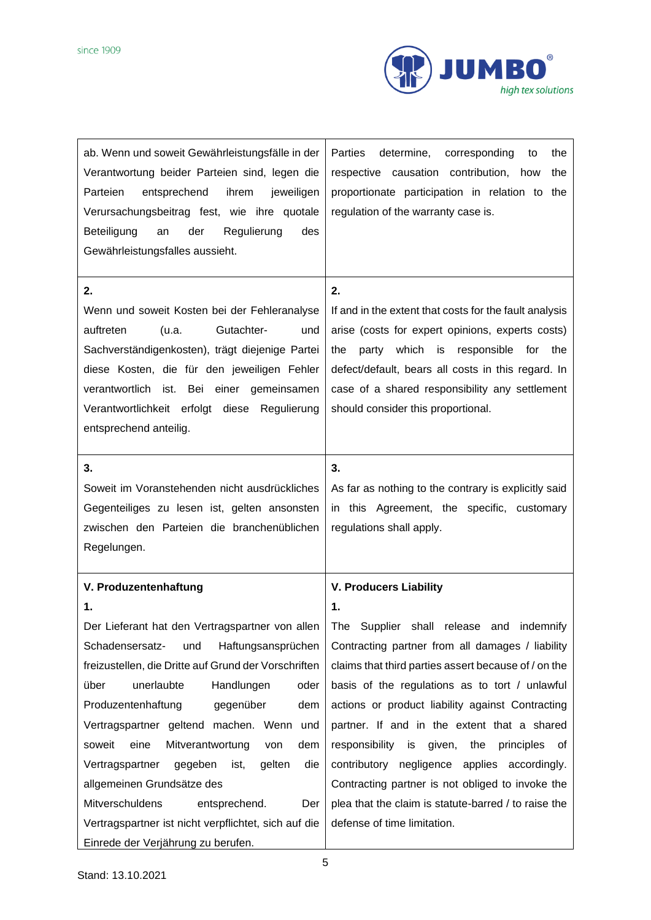| | |
|---|---|
| ab. Wenn und soweit Gewährleistungsfälle in der Verantwortung beider Parteien sind, legen die Parteien entsprechend ihrem jeweiligen Verursachungsbeitrag fest, wie ihre quotale Beteiligung an der Regulierung des Gewährleistungsfalles aussieht. | Parties determine, corresponding to the respective causation contribution, how the proportionate participation in relation to the regulation of the warranty case is. |
| **2.**<br>Wenn und soweit Kosten bei der Fehleranalyse auftreten (u.a. Gutachter- und Sachverständigenkosten), trägt diejenige Partei diese Kosten, die für den jeweiligen Fehler verantwortlich ist. Bei einer gemeinsamen Verantwortlichkeit erfolgt diese Regulierung entsprechend anteilig. | **2.**<br>If and in the extent that costs for the fault analysis arise (costs for expert opinions, experts costs) the party which is responsible for the defect/default, bears all costs in this regard. In case of a shared responsibility any settlement should consider this proportional. |
| **3.**<br>Soweit im Voranstehenden nicht ausdrückliches Gegenteiliges zu lesen ist, gelten ansonsten zwischen den Parteien die branchenüblichen Regelungen. | **3.**<br>As far as nothing to the contrary is explicitly said in this Agreement, the specific, customary regulations shall apply. |
| **V. Produzentenhaftung**<br>**1.**<br>Der Lieferant hat den Vertragspartner von allen Schadensersatz- und Haftungsansprüchen freizustellen, die Dritte auf Grund der Vorschriften über unerlaubte Handlungen oder Produzentenhaftung gegenüber dem Vertragspartner geltend machen. Wenn und soweit eine Mitverantwortung von dem Vertragspartner gegeben ist, gelten die allgemeinen Grundsätze des Mitverschuldens entsprechend. Der Vertragspartner ist nicht verpflichtet, sich auf die Einrede der Verjährung zu berufen. | **V. Producers Liability**<br>**1.**<br>The Supplier shall release and indemnify Contracting partner from all damages / liability claims that third parties assert because of / on the basis of the regulations as to tort / unlawful actions or product liability against Contracting partner. If and in the extent that a shared responsibility is given, the principles of contributory negligence applies accordingly. Contracting partner is not obliged to invoke the plea that the claim is statute-barred / to raise the defense of time limitation. |

Stand: 13.10.2021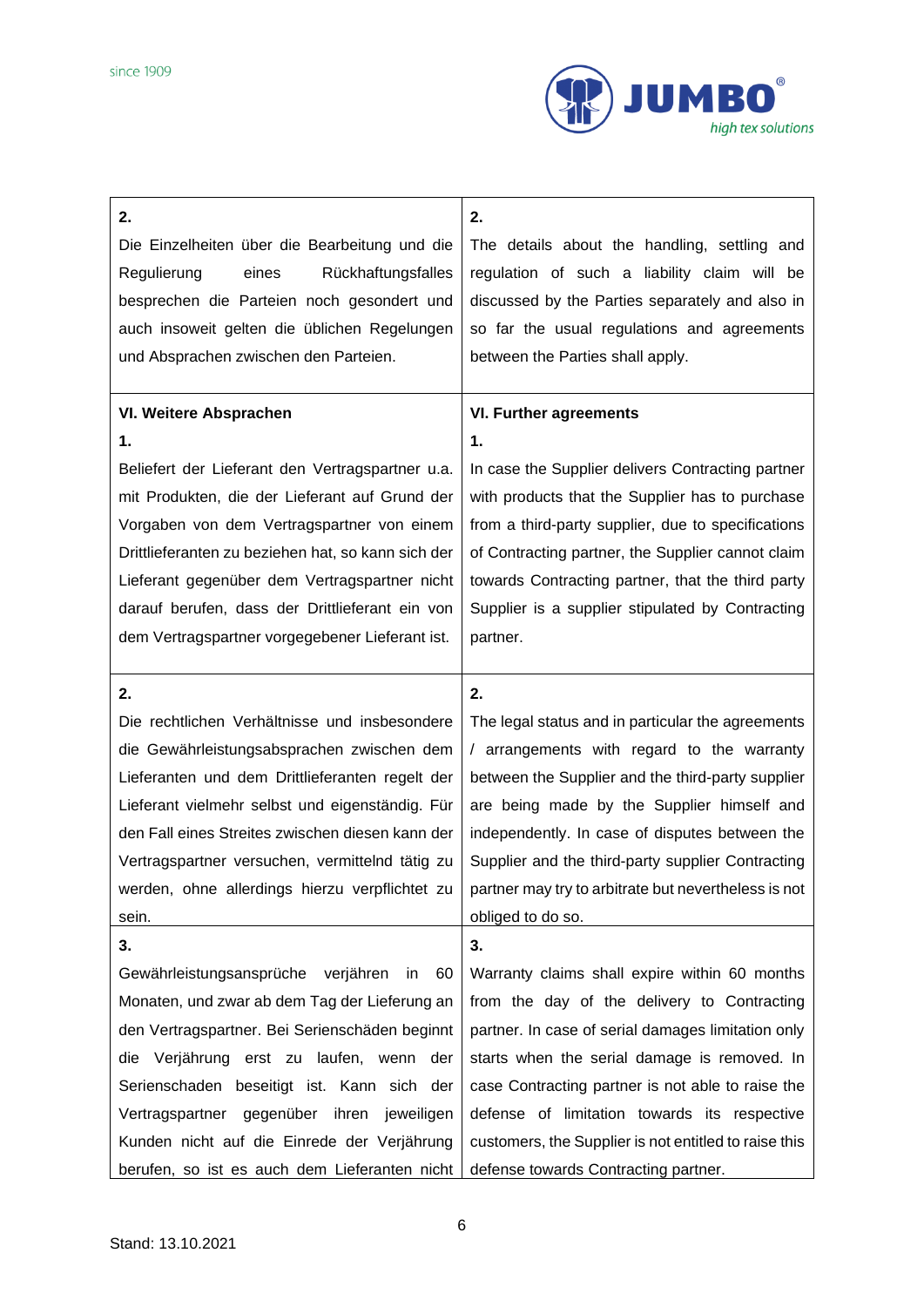| | |
|---|---|
| **2.**<br>Die Einzelheiten über die Bearbeitung und die Regulierung eines Rückhaftungsfalles besprechen die Parteien noch gesondert und auch insoweit gelten die üblichen Regelungen und Absprachen zwischen den Parteien. | **2.**<br>The details about the handling, settling and regulation of such a liability claim will be discussed by the Parties separately and also in so far the usual regulations and agreements between the Parties shall apply. |
| **VI. Weitere Absprachen**<br>**1.**<br>Beliefert der Lieferant den Vertragspartner u.a. mit Produkten, die der Lieferant auf Grund der Vorgaben von dem Vertragspartner von einem Drittlieferanten zu beziehen hat, so kann sich der Lieferant gegenüber dem Vertragspartner nicht darauf berufen, dass der Drittlieferant ein von dem Vertragspartner vorgegebener Lieferant ist. | **VI. Further agreements**<br>**1.**<br>In case the Supplier delivers Contracting partner with products that the Supplier has to purchase from a third-party supplier, due to specifications of Contracting partner, the Supplier cannot claim towards Contracting partner, that the third party Supplier is a supplier stipulated by Contracting partner. |
| **2.**<br>Die rechtlichen Verhältnisse und insbesondere die Gewährleistungsabsprachen zwischen dem Lieferanten und dem Drittlieferanten regelt der Lieferant vielmehr selbst und eigenständig. Für den Fall eines Streites zwischen diesen kann der Vertragspartner versuchen, vermittelnd tätig zu werden, ohne allerdings hierzu verpflichtet zu sein. | **2.**<br>The legal status and in particular the agreements / arrangements with regard to the warranty between the Supplier and the third-party supplier are being made by the Supplier himself and independently. In case of disputes between the Supplier and the third-party supplier Contracting partner may try to arbitrate but nevertheless is not obliged to do so. |
| **3.**<br>Gewährleistungsansprüche verjähren in 60 Monaten, und zwar ab dem Tag der Lieferung an den Vertragspartner. Bei Serienschäden beginnt die Verjährung erst zu laufen, wenn der Serienschaden beseitigt ist. Kann sich der Vertragspartner gegenüber ihren jeweiligen Kunden nicht auf die Einrede der Verjährung berufen, so ist es auch dem Lieferanten nicht | **3.**<br>Warranty claims shall expire within 60 months from the day of the delivery to Contracting partner. In case of serial damages limitation only starts when the serial damage is removed. In case Contracting partner is not able to raise the defense of limitation towards its respective customers, the Supplier is not entitled to raise this defense towards Contracting partner. |

Stand: 13.10.2021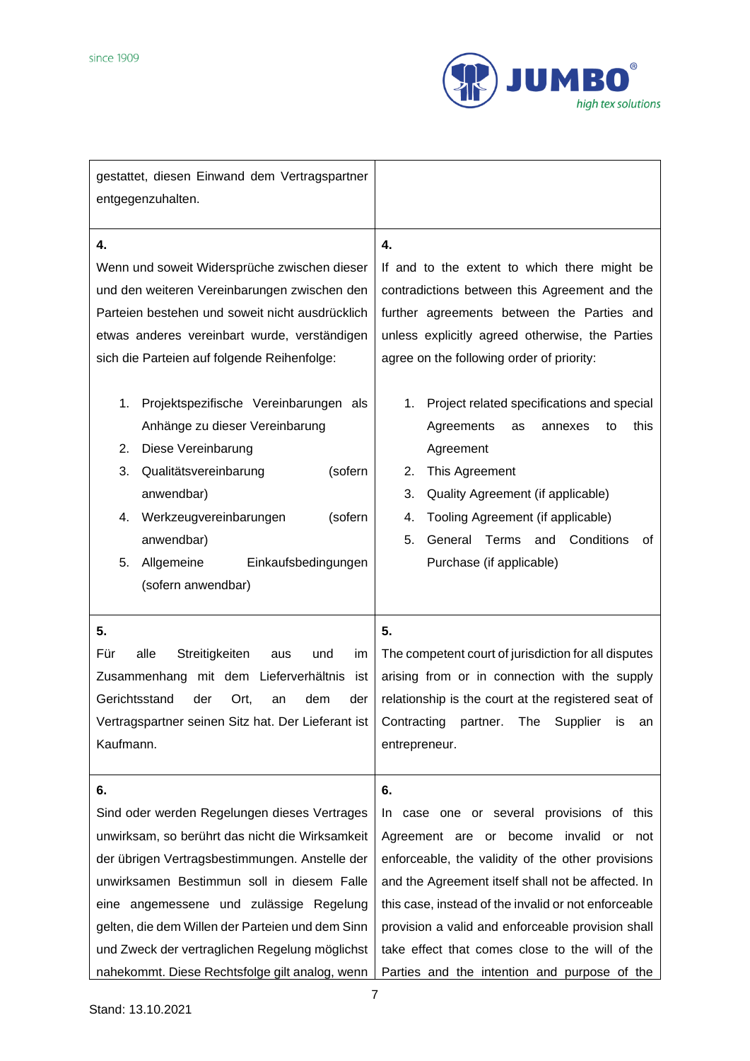| | |
|---|---|
| gestattet, diesen Einwand dem Vertragspartner entgegenzuhalten. | |
| **4.**<br>Wenn und soweit Widersprüche zwischen dieser und den weiteren Vereinbarungen zwischen den Parteien bestehen und soweit nicht ausdrücklich etwas anderes vereinbart wurde, verständigen sich die Parteien auf folgende Reihenfolge:<br><br>1. Projektspezifische Vereinbarungen als Anhänge zu dieser Vereinbarung<br>2. Diese Vereinbarung<br>3. Qualitätsvereinbarung (sofern anwendbar)<br>4. Werkzeugvereinbarungen (sofern anwendbar)<br>5. Allgemeine Einkaufsbedingungen (sofern anwendbar) | **4.**<br>If and to the extent to which there might be contradictions between this Agreement and the further agreements between the Parties and unless explicitly agreed otherwise, the Parties agree on the following order of priority:<br><br>1. Project related specifications and special Agreements as annexes to this Agreement<br>2. This Agreement<br>3. Quality Agreement (if applicable)<br>4. Tooling Agreement (if applicable)<br>5. General Terms and Conditions of Purchase (if applicable) |
| **5.**<br>Für alle Streitigkeiten aus und im Zusammenhang mit dem Lieferverhältnis ist Gerichtsstand der Ort, an dem der Vertragspartner seinen Sitz hat. Der Lieferant ist Kaufmann. | **5.**<br>The competent court of jurisdiction for all disputes arising from or in connection with the supply relationship is the court at the registered seat of Contracting partner. The Supplier is an entrepreneur. |
| **6.**<br>Sind oder werden Regelungen dieses Vertrages unwirksam, so berührt das nicht die Wirksamkeit der übrigen Vertragsbestimmungen. Anstelle der unwirksamen Bestimmun soll in diesem Falle eine angemessene und zulässige Regelung gelten, die dem Willen der Parteien und dem Sinn und Zweck der vertraglichen Regelung möglichst nahekommt. Diese Rechtsfolge gilt analog, wenn | **6.**<br>In case one or several provisions of this Agreement are or become invalid or not enforceable, the validity of the other provisions and the Agreement itself shall not be affected. In this case, instead of the invalid or not enforceable provision a valid and enforceable provision shall take effect that comes close to the will of the Parties and the intention and purpose of the |

Stand: 13.10.2021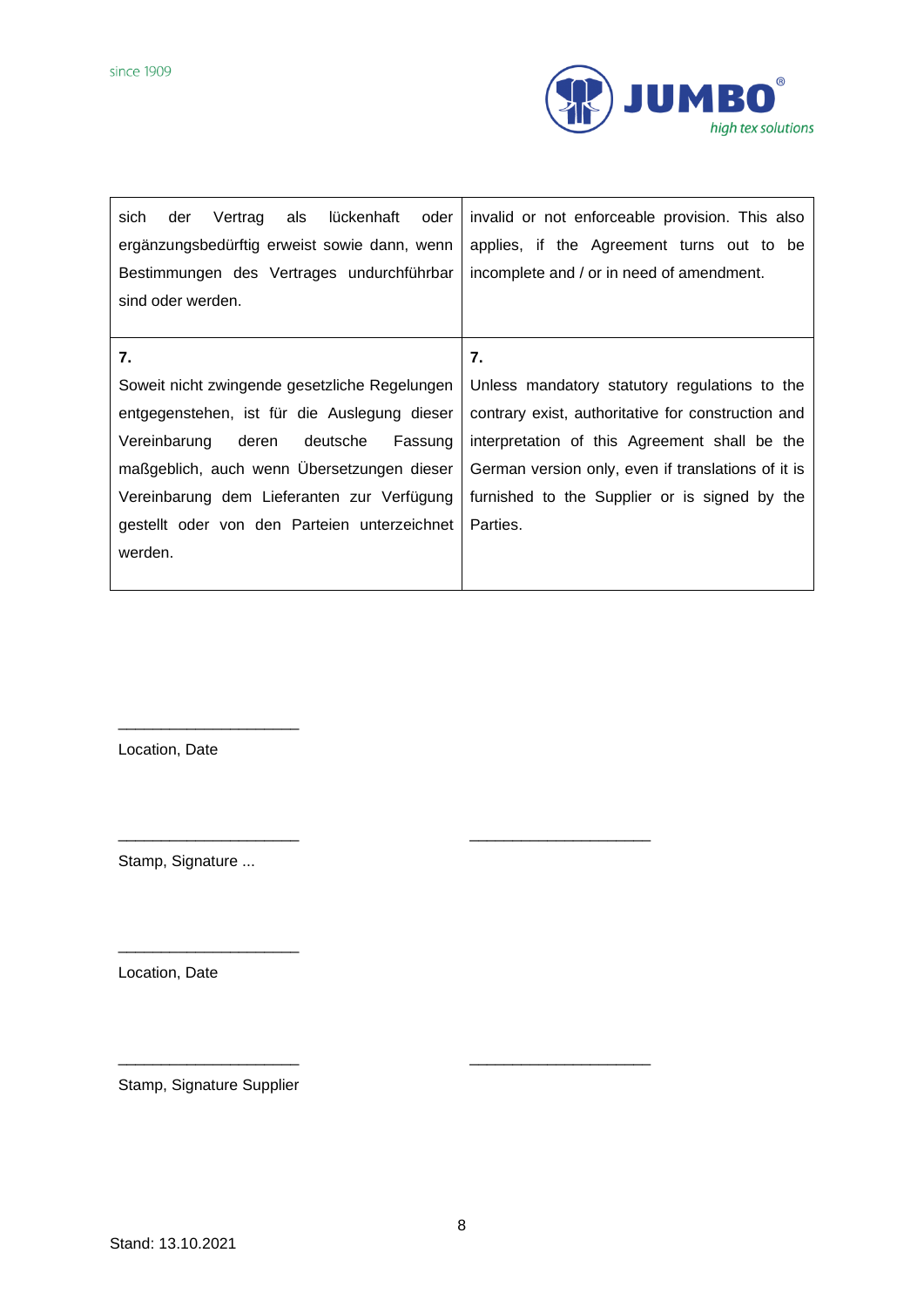| | |
|---|---|
| sich der Vertrag als lückenhaft oder ergänzungsbedürftig erweist sowie dann, wenn Bestimmungen des Vertrages undurchführbar sind oder werden. | invalid or not enforceable provision. This also applies, if the Agreement turns out to be incomplete and / or in need of amendment. |
| **7.**<br>Soweit nicht zwingende gesetzliche Regelungen entgegenstehen, ist für die Auslegung dieser Vereinbarung deren deutsche Fassung maßgeblich, auch wenn Übersetzungen dieser Vereinbarung dem Lieferanten zur Verfügung gestellt oder von den Parteien unterzeichnet werden. | **7.**<br>Unless mandatory statutory regulations to the contrary exist, authoritative for construction and interpretation of this Agreement shall be the German version only, even if translations of it is furnished to the Supplier or is signed by the Parties. |

_____________________

Location, Date

_____________________ _____________________

Stamp, Signature ...

_____________________

Location, Date

_____________________ _____________________

Stamp, Signature Supplier

Stand: 13.10.2021